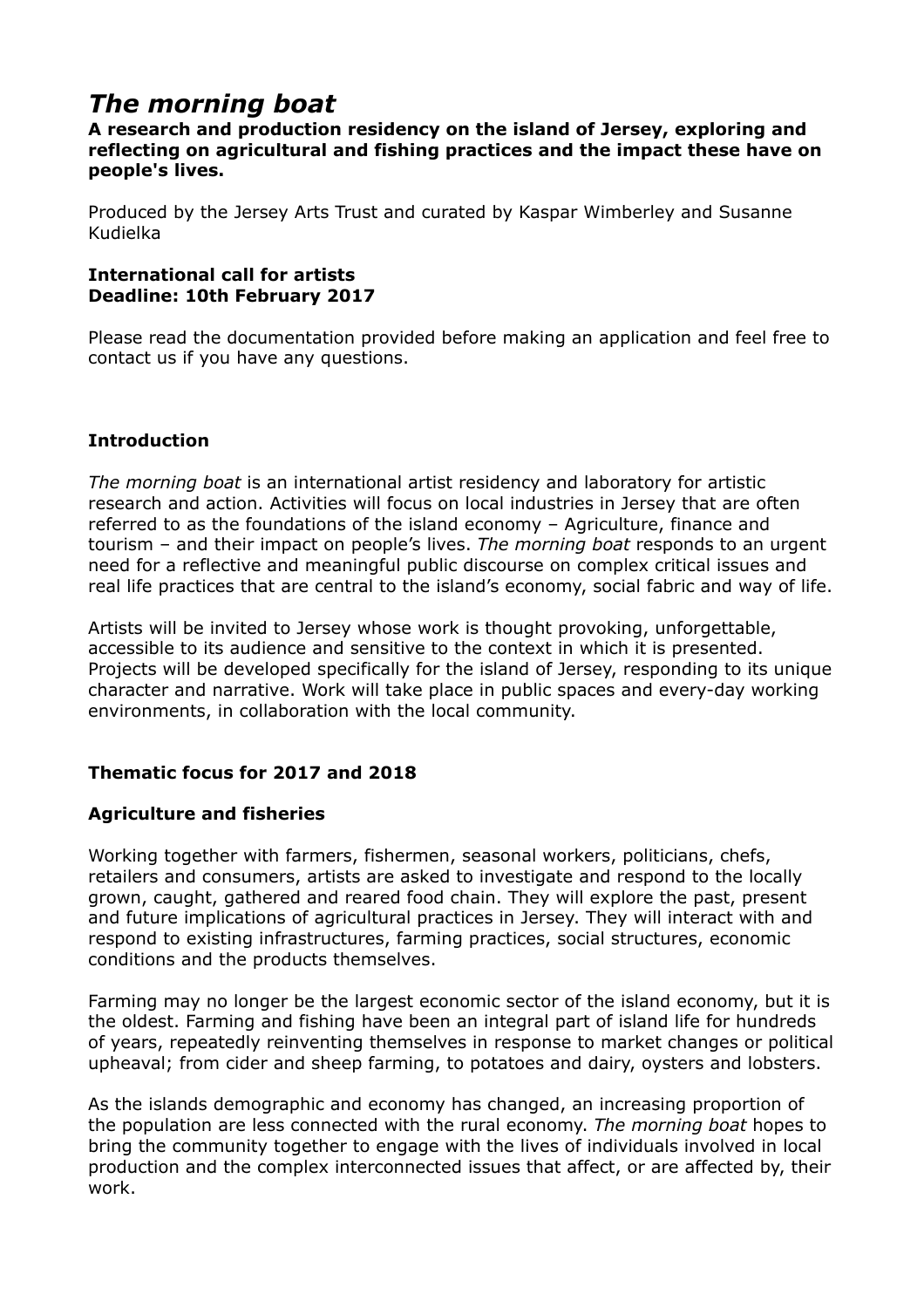# *The morning boat*

**A research and production residency on the island of Jersey, exploring and reflecting on agricultural and fishing practices and the impact these have on people's lives.**

Produced by the Jersey Arts Trust and curated by Kaspar Wimberley and Susanne Kudielka

**International call for artists**
**Deadline: 10th February 2017**

Please read the documentation provided before making an application and feel free to contact us if you have any questions.

## Introduction

*The morning boat* is an international artist residency and laboratory for artistic research and action. Activities will focus on local industries in Jersey that are often referred to as the foundations of the island economy – Agriculture, finance and tourism – and their impact on people's lives. *The morning boat* responds to an urgent need for a reflective and meaningful public discourse on complex critical issues and real life practices that are central to the island's economy, social fabric and way of life.

Artists will be invited to Jersey whose work is thought provoking, unforgettable, accessible to its audience and sensitive to the context in which it is presented. Projects will be developed specifically for the island of Jersey, responding to its unique character and narrative. Work will take place in public spaces and every-day working environments, in collaboration with the local community.

## Thematic focus for 2017 and 2018

### Agriculture and fisheries

Working together with farmers, fishermen, seasonal workers, politicians, chefs, retailers and consumers, artists are asked to investigate and respond to the locally grown, caught, gathered and reared food chain. They will explore the past, present and future implications of agricultural practices in Jersey. They will interact with and respond to existing infrastructures, farming practices, social structures, economic conditions and the products themselves.

Farming may no longer be the largest economic sector of the island economy, but it is the oldest. Farming and fishing have been an integral part of island life for hundreds of years, repeatedly reinventing themselves in response to market changes or political upheaval; from cider and sheep farming, to potatoes and dairy, oysters and lobsters.

As the islands demographic and economy has changed, an increasing proportion of the population are less connected with the rural economy. *The morning boat* hopes to bring the community together to engage with the lives of individuals involved in local production and the complex interconnected issues that affect, or are affected by, their work.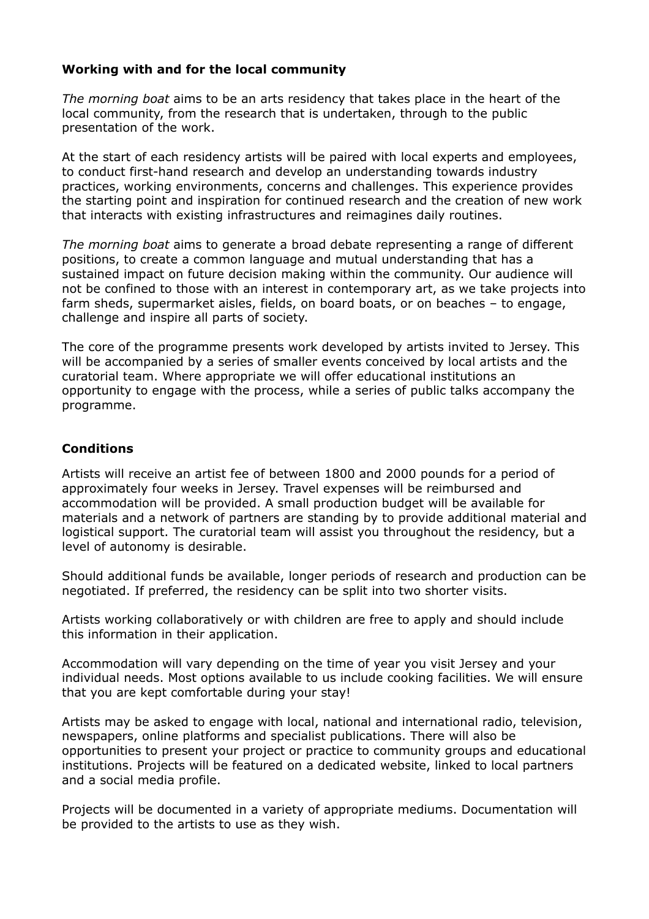## Working with and for the local community

*The morning boat* aims to be an arts residency that takes place in the heart of the local community, from the research that is undertaken, through to the public presentation of the work.

At the start of each residency artists will be paired with local experts and employees, to conduct first-hand research and develop an understanding towards industry practices, working environments, concerns and challenges. This experience provides the starting point and inspiration for continued research and the creation of new work that interacts with existing infrastructures and reimagines daily routines.

*The morning boat* aims to generate a broad debate representing a range of different positions, to create a common language and mutual understanding that has a sustained impact on future decision making within the community. Our audience will not be confined to those with an interest in contemporary art, as we take projects into farm sheds, supermarket aisles, fields, on board boats, or on beaches – to engage, challenge and inspire all parts of society.

The core of the programme presents work developed by artists invited to Jersey. This will be accompanied by a series of smaller events conceived by local artists and the curatorial team. Where appropriate we will offer educational institutions an opportunity to engage with the process, while a series of public talks accompany the programme.

## Conditions

Artists will receive an artist fee of between 1800 and 2000 pounds for a period of approximately four weeks in Jersey. Travel expenses will be reimbursed and accommodation will be provided. A small production budget will be available for materials and a network of partners are standing by to provide additional material and logistical support. The curatorial team will assist you throughout the residency, but a level of autonomy is desirable.

Should additional funds be available, longer periods of research and production can be negotiated. If preferred, the residency can be split into two shorter visits.

Artists working collaboratively or with children are free to apply and should include this information in their application.

Accommodation will vary depending on the time of year you visit Jersey and your individual needs. Most options available to us include cooking facilities. We will ensure that you are kept comfortable during your stay!

Artists may be asked to engage with local, national and international radio, television, newspapers, online platforms and specialist publications. There will also be opportunities to present your project or practice to community groups and educational institutions. Projects will be featured on a dedicated website, linked to local partners and a social media profile.

Projects will be documented in a variety of appropriate mediums. Documentation will be provided to the artists to use as they wish.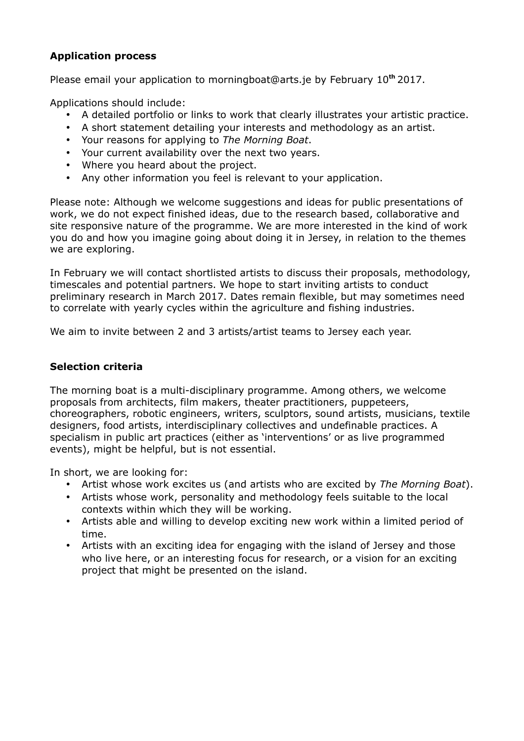## Application process

Please email your application to morningboat@arts.je by February 10th 2017.

Applications should include:

- A detailed portfolio or links to work that clearly illustrates your artistic practice.
- A short statement detailing your interests and methodology as an artist.
- Your reasons for applying to *The Morning Boat*.
- Your current availability over the next two years.
- Where you heard about the project.
- Any other information you feel is relevant to your application.

Please note: Although we welcome suggestions and ideas for public presentations of work, we do not expect finished ideas, due to the research based, collaborative and site responsive nature of the programme. We are more interested in the kind of work you do and how you imagine going about doing it in Jersey, in relation to the themes we are exploring.

In February we will contact shortlisted artists to discuss their proposals, methodology, timescales and potential partners. We hope to start inviting artists to conduct preliminary research in March 2017. Dates remain flexible, but may sometimes need to correlate with yearly cycles within the agriculture and fishing industries.

We aim to invite between 2 and 3 artists/artist teams to Jersey each year.

## Selection criteria

The morning boat is a multi-disciplinary programme. Among others, we welcome proposals from architects, film makers, theater practitioners, puppeteers, choreographers, robotic engineers, writers, sculptors, sound artists, musicians, textile designers, food artists, interdisciplinary collectives and undefinable practices. A specialism in public art practices (either as 'interventions' or as live programmed events), might be helpful, but is not essential.

In short, we are looking for:

- Artist whose work excites us (and artists who are excited by *The Morning Boat*).
- Artists whose work, personality and methodology feels suitable to the local contexts within which they will be working.
- Artists able and willing to develop exciting new work within a limited period of time.
- Artists with an exciting idea for engaging with the island of Jersey and those who live here, or an interesting focus for research, or a vision for an exciting project that might be presented on the island.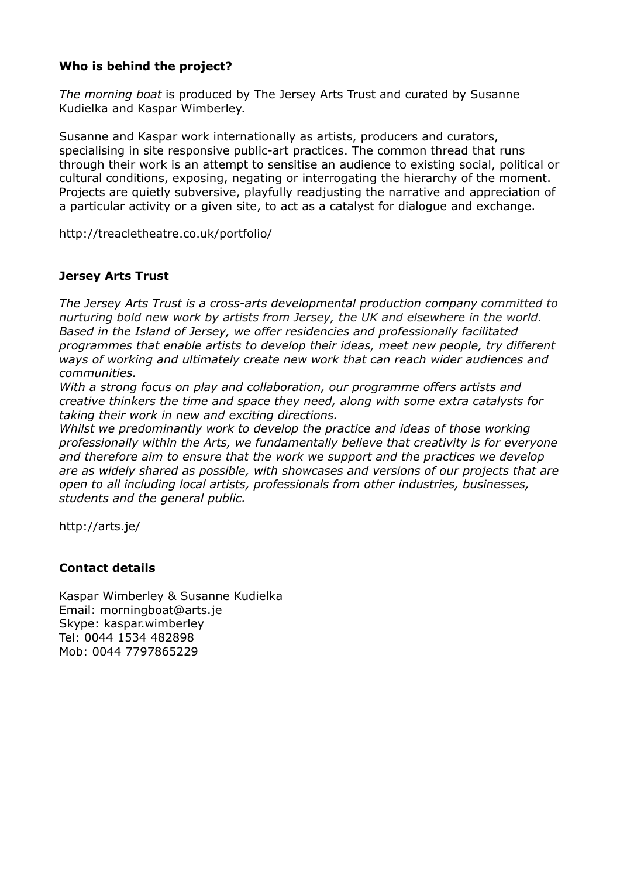**Who is behind the project?**

*The morning boat* is produced by The Jersey Arts Trust and curated by Susanne Kudielka and Kaspar Wimberley.

Susanne and Kaspar work internationally as artists, producers and curators, specialising in site responsive public-art practices. The common thread that runs through their work is an attempt to sensitise an audience to existing social, political or cultural conditions, exposing, negating or interrogating the hierarchy of the moment. Projects are quietly subversive, playfully readjusting the narrative and appreciation of a particular activity or a given site, to act as a catalyst for dialogue and exchange.

http://treacletheatre.co.uk/portfolio/

**Jersey Arts Trust**

*The Jersey Arts Trust is a cross-arts developmental production company committed to nurturing bold new work by artists from Jersey, the UK and elsewhere in the world. Based in the Island of Jersey, we offer residencies and professionally facilitated programmes that enable artists to develop their ideas, meet new people, try different ways of working and ultimately create new work that can reach wider audiences and communities.*
*With a strong focus on play and collaboration, our programme offers artists and creative thinkers the time and space they need, along with some extra catalysts for taking their work in new and exciting directions.*
*Whilst we predominantly work to develop the practice and ideas of those working professionally within the Arts, we fundamentally believe that creativity is for everyone and therefore aim to ensure that the work we support and the practices we develop are as widely shared as possible, with showcases and versions of our projects that are open to all including local artists, professionals from other industries, businesses, students and the general public.*

http://arts.je/

**Contact details**

Kaspar Wimberley & Susanne Kudielka
Email: morningboat@arts.je
Skype: kaspar.wimberley
Tel: 0044 1534 482898
Mob: 0044 7797865229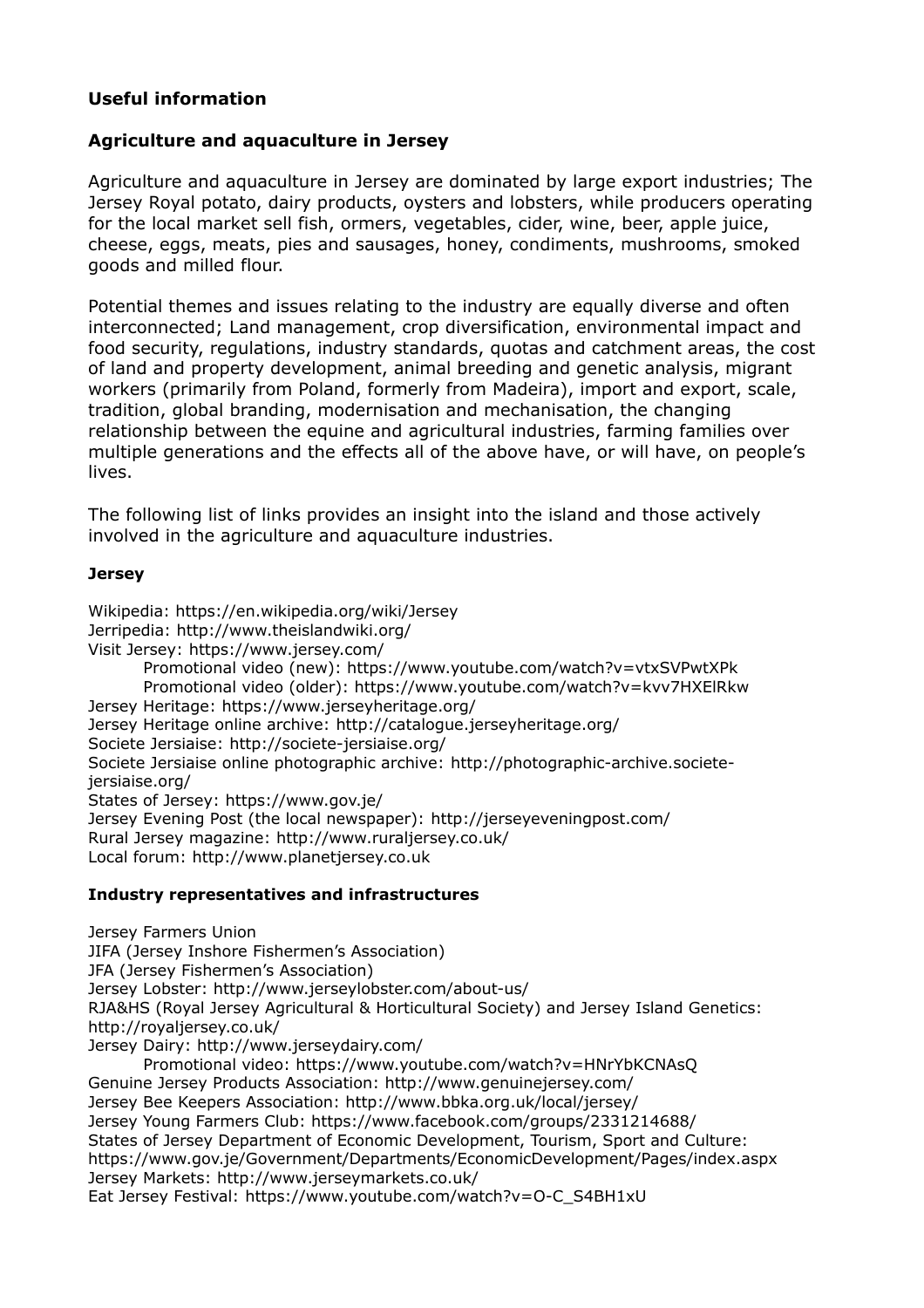## Useful information

## Agriculture and aquaculture in Jersey

Agriculture and aquaculture in Jersey are dominated by large export industries; The Jersey Royal potato, dairy products, oysters and lobsters, while producers operating for the local market sell fish, ormers, vegetables, cider, wine, beer, apple juice, cheese, eggs, meats, pies and sausages, honey, condiments, mushrooms, smoked goods and milled flour.

Potential themes and issues relating to the industry are equally diverse and often interconnected; Land management, crop diversification, environmental impact and food security, regulations, industry standards, quotas and catchment areas, the cost of land and property development, animal breeding and genetic analysis, migrant workers (primarily from Poland, formerly from Madeira), import and export, scale, tradition, global branding, modernisation and mechanisation, the changing relationship between the equine and agricultural industries, farming families over multiple generations and the effects all of the above have, or will have, on people's lives.

The following list of links provides an insight into the island and those actively involved in the agriculture and aquaculture industries.

### Jersey

Wikipedia: https://en.wikipedia.org/wiki/Jersey
Jerripedia: http://www.theislandwiki.org/
Visit Jersey: https://www.jersey.com/
    Promotional video (new): https://www.youtube.com/watch?v=vtxSVPwtXPk
    Promotional video (older): https://www.youtube.com/watch?v=kvv7HXElRkw
Jersey Heritage: https://www.jerseyheritage.org/
Jersey Heritage online archive: http://catalogue.jerseyheritage.org/
Societe Jersiaise: http://societe-jersiaise.org/
Societe Jersiaise online photographic archive: http://photographic-archive.societe-jersiaise.org/
States of Jersey: https://www.gov.je/
Jersey Evening Post (the local newspaper): http://jerseyeveningpost.com/
Rural Jersey magazine: http://www.ruraljersey.co.uk/
Local forum: http://www.planetjersey.co.uk

### Industry representatives and infrastructures

Jersey Farmers Union
JIFA (Jersey Inshore Fishermen's Association)
JFA (Jersey Fishermen's Association)
Jersey Lobster: http://www.jerseylobster.com/about-us/
RJA&HS (Royal Jersey Agricultural & Horticultural Society) and Jersey Island Genetics: http://royaljersey.co.uk/
Jersey Dairy: http://www.jerseydairy.com/
    Promotional video: https://www.youtube.com/watch?v=HNrYbKCNAsQ
Genuine Jersey Products Association: http://www.genuinejersey.com/
Jersey Bee Keepers Association: http://www.bbka.org.uk/local/jersey/
Jersey Young Farmers Club: https://www.facebook.com/groups/2331214688/
States of Jersey Department of Economic Development, Tourism, Sport and Culture: https://www.gov.je/Government/Departments/EconomicDevelopment/Pages/index.aspx
Jersey Markets: http://www.jerseymarkets.co.uk/
Eat Jersey Festival: https://www.youtube.com/watch?v=O-C_S4BH1xU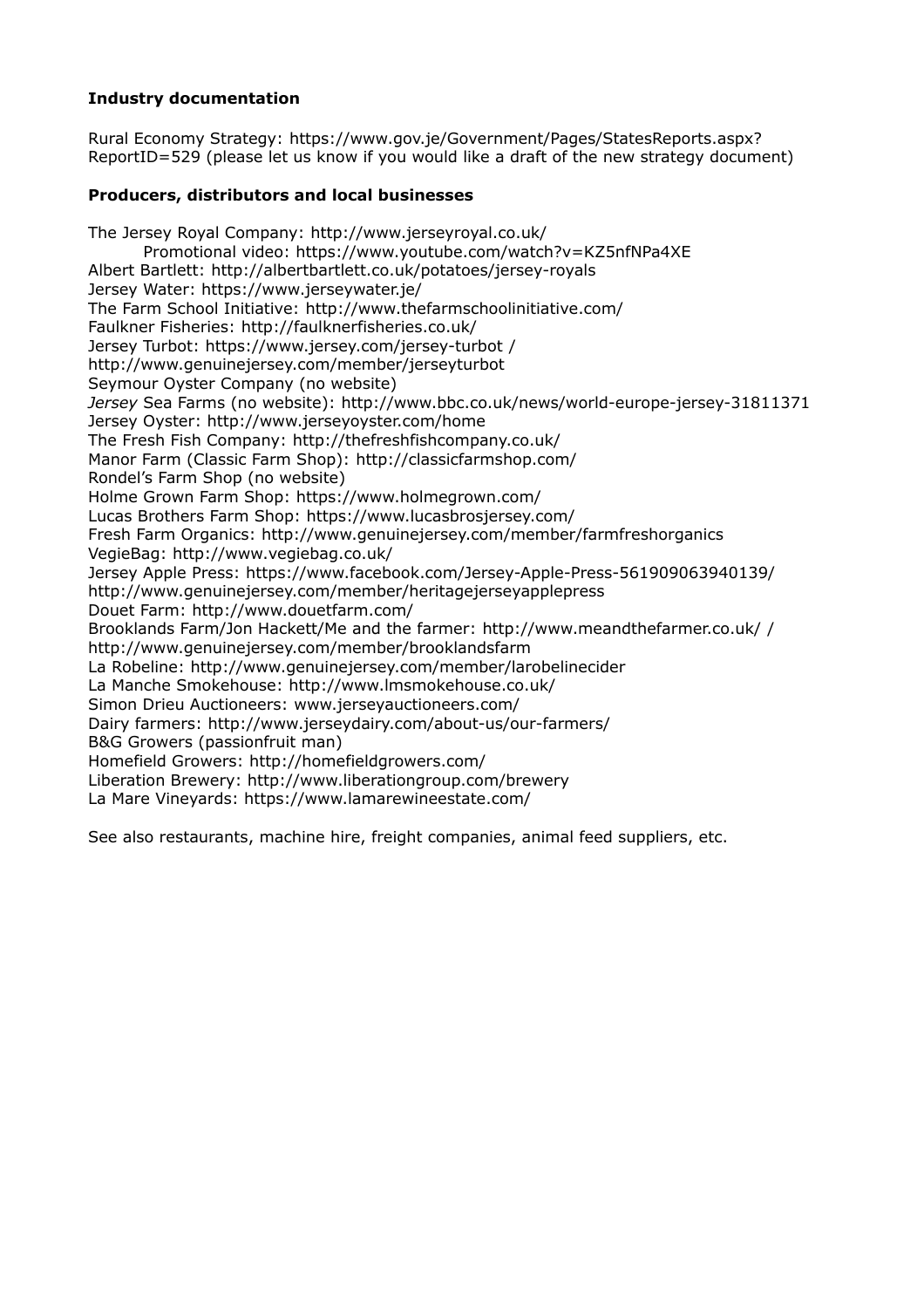### Industry documentation

Rural Economy Strategy: https://www.gov.je/Government/Pages/StatesReports.aspx?ReportID=529 (please let us know if you would like a draft of the new strategy document)

### Producers, distributors and local businesses

The Jersey Royal Company: http://www.jerseyroyal.co.uk/
    Promotional video: https://www.youtube.com/watch?v=KZ5nfNPa4XE
Albert Bartlett: http://albertbartlett.co.uk/potatoes/jersey-royals
Jersey Water: https://www.jerseywater.je/
The Farm School Initiative: http://www.thefarmschoolinitiative.com/
Faulkner Fisheries: http://faulknerfisheries.co.uk/
Jersey Turbot: https://www.jersey.com/jersey-turbot / http://www.genuinejersey.com/member/jerseyturbot
Seymour Oyster Company (no website)
*Jersey* Sea Farms (no website): http://www.bbc.co.uk/news/world-europe-jersey-31811371
Jersey Oyster: http://www.jerseyoyster.com/home
The Fresh Fish Company: http://thefreshfishcompany.co.uk/
Manor Farm (Classic Farm Shop): http://classicfarmshop.com/
Rondel's Farm Shop (no website)
Holme Grown Farm Shop: https://www.holmegrown.com/
Lucas Brothers Farm Shop: https://www.lucasbrosjersey.com/
Fresh Farm Organics: http://www.genuinejersey.com/member/farmfreshorganics
VegieBag: http://www.vegiebag.co.uk/
Jersey Apple Press: https://www.facebook.com/Jersey-Apple-Press-561909063940139/ http://www.genuinejersey.com/member/heritagejerseyapplepress
Douet Farm: http://www.douetfarm.com/
Brooklands Farm/Jon Hackett/Me and the farmer: http://www.meandthefarmer.co.uk/ / http://www.genuinejersey.com/member/brooklandsfarm
La Robeline: http://www.genuinejersey.com/member/larobelinecider
La Manche Smokehouse: http://www.lmsmokehouse.co.uk/
Simon Drieu Auctioneers: www.jerseyauctioneers.com/
Dairy farmers: http://www.jerseydairy.com/about-us/our-farmers/
B&G Growers (passionfruit man)
Homefield Growers: http://homefieldgrowers.com/
Liberation Brewery: http://www.liberationgroup.com/brewery
La Mare Vineyards: https://www.lamarewineestate.com/

See also restaurants, machine hire, freight companies, animal feed suppliers, etc.